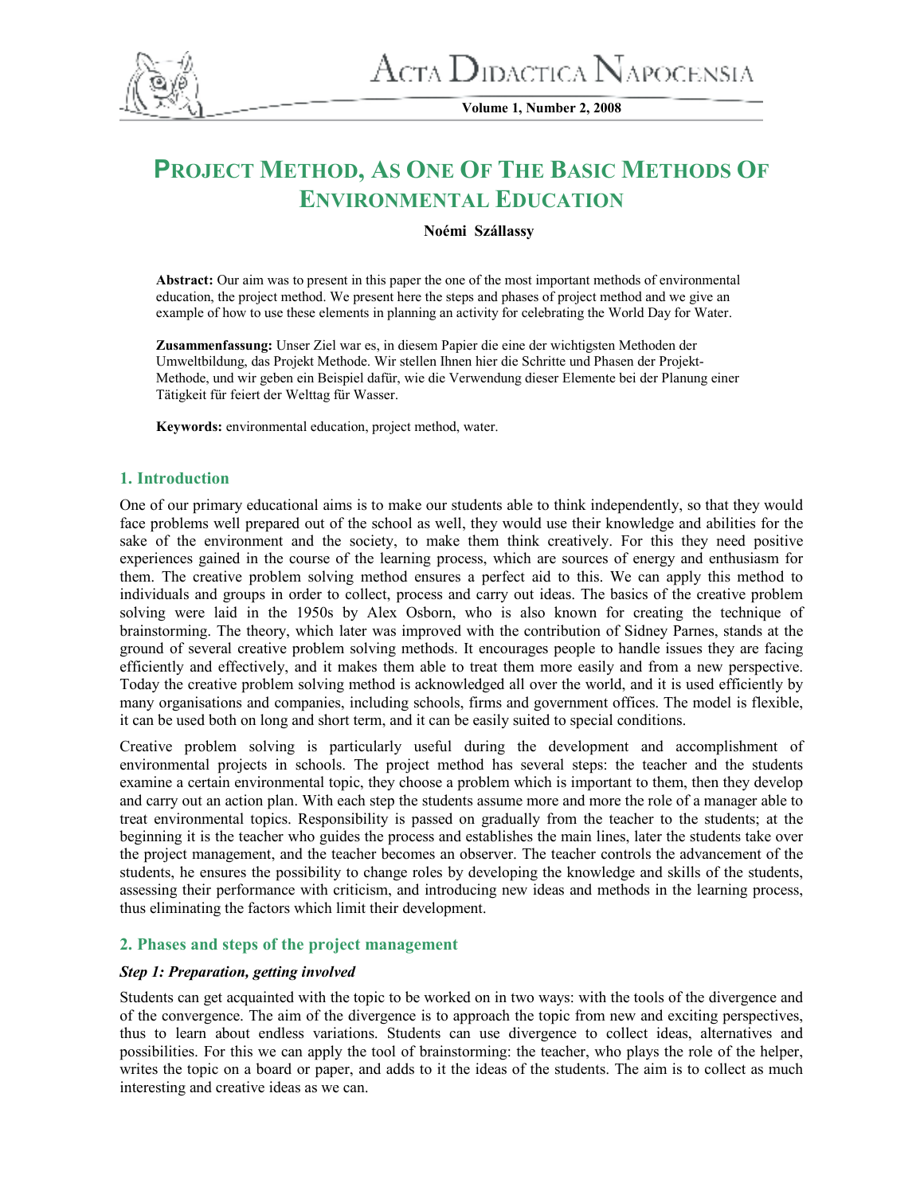# Project Method, As One Of The Basic Methods Of Environmental Education

**Noémi Szállassy**

**Abstract:** Our aim was to present in this paper the one of the most important methods of environmental education, the project method. We present here the steps and phases of project method and we give an example of how to use these elements in planning an activity for celebrating the World Day for Water.

**Zusammenfassung:** Unser Ziel war es, in diesem Papier die eine der wichtigsten Methoden der Umweltbildung, das Projekt Methode. Wir stellen Ihnen hier die Schritte und Phasen der Projekt-Methode, und wir geben ein Beispiel dafür, wie die Verwendung dieser Elemente bei der Planung einer Tätigkeit für feiert der Welttag für Wasser.

**Keywords:** environmental education, project method, water.

## 1. Introduction

One of our primary educational aims is to make our students able to think independently, so that they would face problems well prepared out of the school as well, they would use their knowledge and abilities for the sake of the environment and the society, to make them think creatively. For this they need positive experiences gained in the course of the learning process, which are sources of energy and enthusiasm for them. The creative problem solving method ensures a perfect aid to this. We can apply this method to individuals and groups in order to collect, process and carry out ideas. The basics of the creative problem solving were laid in the 1950s by Alex Osborn, who is also known for creating the technique of brainstorming. The theory, which later was improved with the contribution of Sidney Parnes, stands at the ground of several creative problem solving methods. It encourages people to handle issues they are facing efficiently and effectively, and it makes them able to treat them more easily and from a new perspective. Today the creative problem solving method is acknowledged all over the world, and it is used efficiently by many organisations and companies, including schools, firms and government offices. The model is flexible, it can be used both on long and short term, and it can be easily suited to special conditions.

Creative problem solving is particularly useful during the development and accomplishment of environmental projects in schools. The project method has several steps: the teacher and the students examine a certain environmental topic, they choose a problem which is important to them, then they develop and carry out an action plan. With each step the students assume more and more the role of a manager able to treat environmental topics. Responsibility is passed on gradually from the teacher to the students; at the beginning it is the teacher who guides the process and establishes the main lines, later the students take over the project management, and the teacher becomes an observer. The teacher controls the advancement of the students, he ensures the possibility to change roles by developing the knowledge and skills of the students, assessing their performance with criticism, and introducing new ideas and methods in the learning process, thus eliminating the factors which limit their development.

## 2. Phases and steps of the project management

***Step 1: Preparation, getting involved***

Students can get acquainted with the topic to be worked on in two ways: with the tools of the divergence and of the convergence. The aim of the divergence is to approach the topic from new and exciting perspectives, thus to learn about endless variations. Students can use divergence to collect ideas, alternatives and possibilities. For this we can apply the tool of brainstorming: the teacher, who plays the role of the helper, writes the topic on a board or paper, and adds to it the ideas of the students. The aim is to collect as much interesting and creative ideas as we can.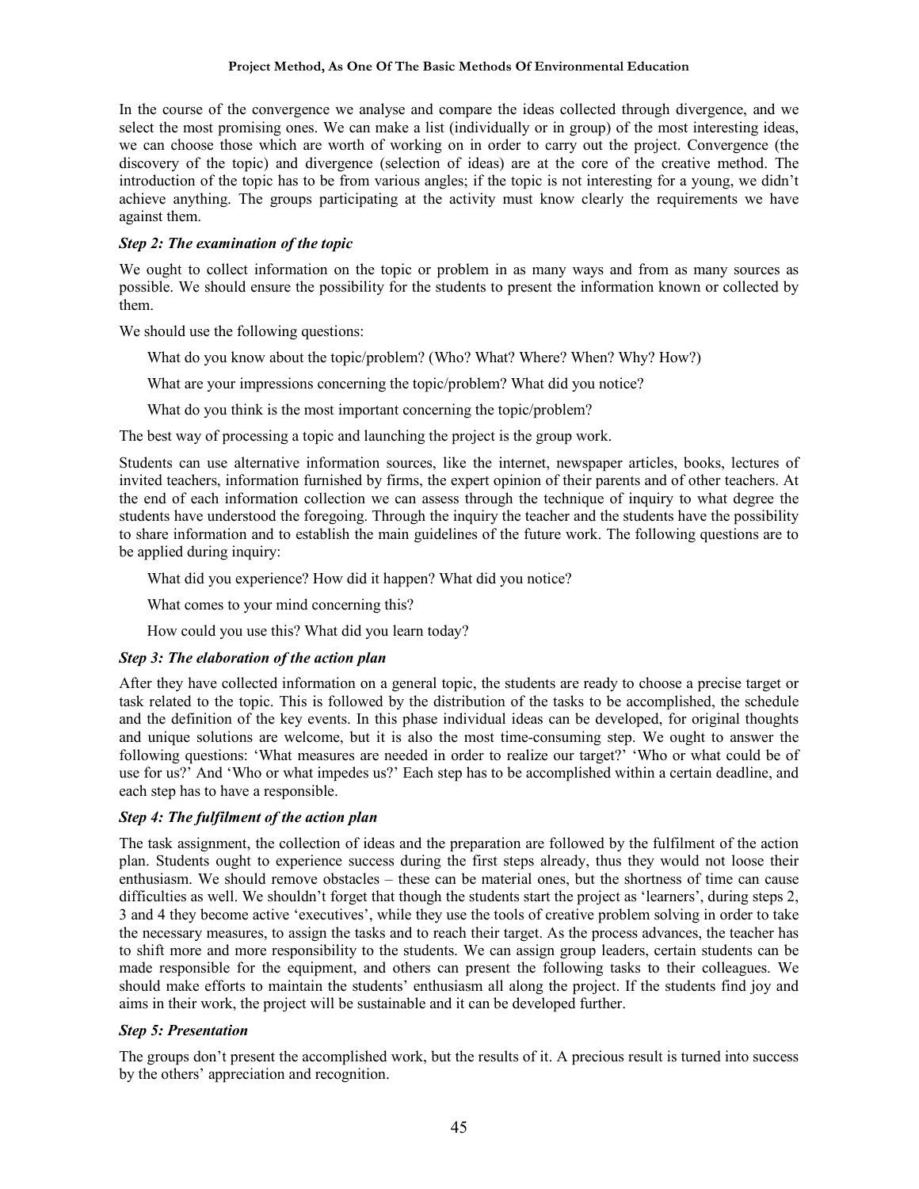In the course of the convergence we analyse and compare the ideas collected through divergence, and we select the most promising ones. We can make a list (individually or in group) of the most interesting ideas, we can choose those which are worth of working on in order to carry out the project. Convergence (the discovery of the topic) and divergence (selection of ideas) are at the core of the creative method. The introduction of the topic has to be from various angles; if the topic is not interesting for a young, we didn't achieve anything. The groups participating at the activity must know clearly the requirements we have against them.

***Step 2: The examination of the topic***

We ought to collect information on the topic or problem in as many ways and from as many sources as possible. We should ensure the possibility for the students to present the information known or collected by them.

We should use the following questions:

What do you know about the topic/problem? (Who? What? Where? When? Why? How?)

What are your impressions concerning the topic/problem? What did you notice?

What do you think is the most important concerning the topic/problem?

The best way of processing a topic and launching the project is the group work.

Students can use alternative information sources, like the internet, newspaper articles, books, lectures of invited teachers, information furnished by firms, the expert opinion of their parents and of other teachers. At the end of each information collection we can assess through the technique of inquiry to what degree the students have understood the foregoing. Through the inquiry the teacher and the students have the possibility to share information and to establish the main guidelines of the future work. The following questions are to be applied during inquiry:

What did you experience? How did it happen? What did you notice?

What comes to your mind concerning this?

How could you use this? What did you learn today?

***Step 3: The elaboration of the action plan***

After they have collected information on a general topic, the students are ready to choose a precise target or task related to the topic. This is followed by the distribution of the tasks to be accomplished, the schedule and the definition of the key events. In this phase individual ideas can be developed, for original thoughts and unique solutions are welcome, but it is also the most time-consuming step. We ought to answer the following questions: 'What measures are needed in order to realize our target?' 'Who or what could be of use for us?' And 'Who or what impedes us?' Each step has to be accomplished within a certain deadline, and each step has to have a responsible.

***Step 4: The fulfilment of the action plan***

The task assignment, the collection of ideas and the preparation are followed by the fulfilment of the action plan. Students ought to experience success during the first steps already, thus they would not loose their enthusiasm. We should remove obstacles – these can be material ones, but the shortness of time can cause difficulties as well. We shouldn't forget that though the students start the project as 'learners', during steps 2, 3 and 4 they become active 'executives', while they use the tools of creative problem solving in order to take the necessary measures, to assign the tasks and to reach their target. As the process advances, the teacher has to shift more and more responsibility to the students. We can assign group leaders, certain students can be made responsible for the equipment, and others can present the following tasks to their colleagues. We should make efforts to maintain the students' enthusiasm all along the project. If the students find joy and aims in their work, the project will be sustainable and it can be developed further.

***Step 5: Presentation***

The groups don't present the accomplished work, but the results of it. A precious result is turned into success by the others' appreciation and recognition.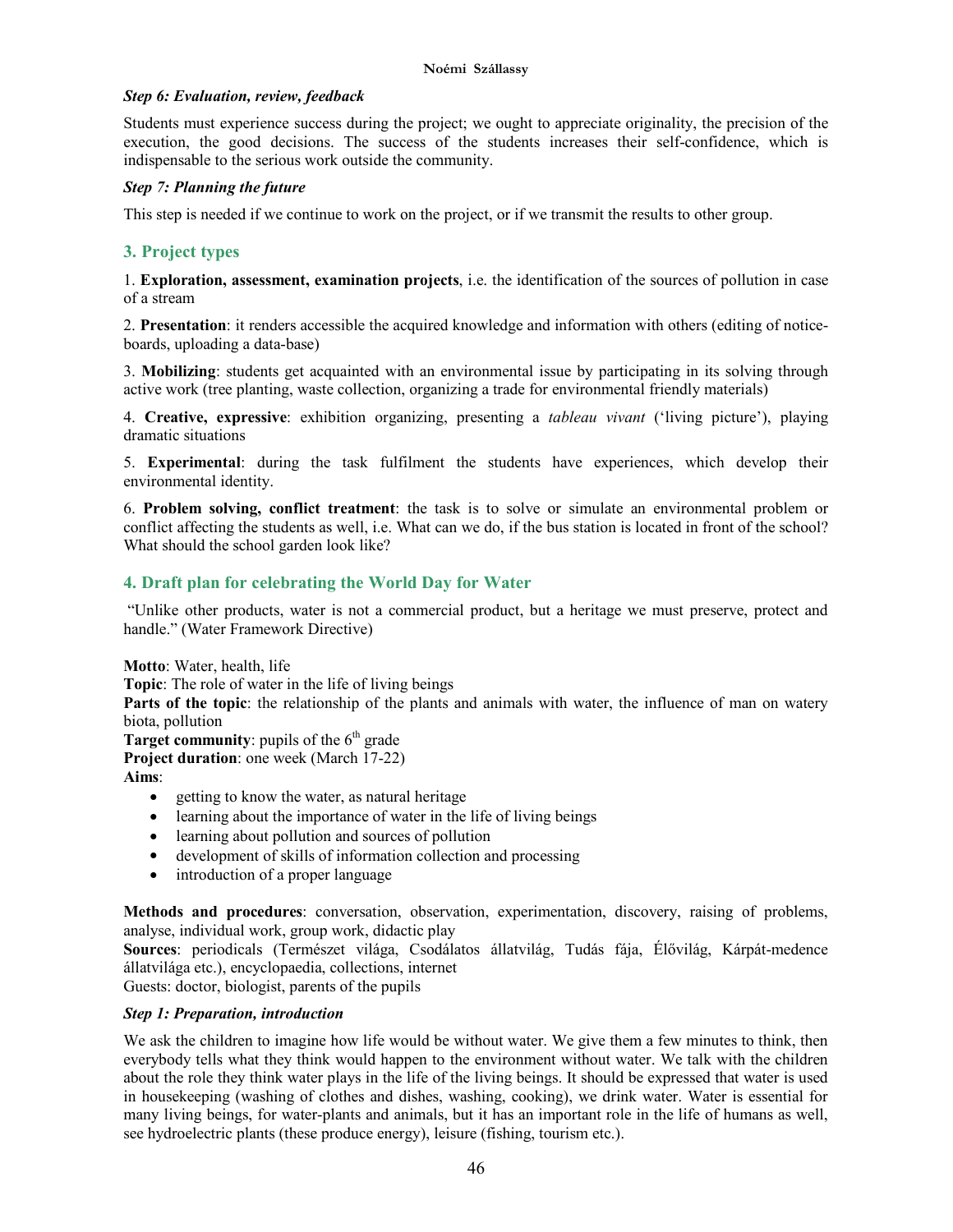### *Step 6: Evaluation, review, feedback*

Students must experience success during the project; we ought to appreciate originality, the precision of the execution, the good decisions. The success of the students increases their self-confidence, which is indispensable to the serious work outside the community.

### *Step 7: Planning the future*

This step is needed if we continue to work on the project, or if we transmit the results to other group.

## 3. Project types

1. **Exploration, assessment, examination projects**, i.e. the identification of the sources of pollution in case of a stream

2. **Presentation**: it renders accessible the acquired knowledge and information with others (editing of notice-boards, uploading a data-base)

3. **Mobilizing**: students get acquainted with an environmental issue by participating in its solving through active work (tree planting, waste collection, organizing a trade for environmental friendly materials)

4. **Creative, expressive**: exhibition organizing, presenting a *tableau vivant* ('living picture'), playing dramatic situations

5. **Experimental**: during the task fulfilment the students have experiences, which develop their environmental identity.

6. **Problem solving, conflict treatment**: the task is to solve or simulate an environmental problem or conflict affecting the students as well, i.e. What can we do, if the bus station is located in front of the school? What should the school garden look like?

## 4. Draft plan for celebrating the World Day for Water

"Unlike other products, water is not a commercial product, but a heritage we must preserve, protect and handle." (Water Framework Directive)

**Motto**: Water, health, life
**Topic**: The role of water in the life of living beings
**Parts of the topic**: the relationship of the plants and animals with water, the influence of man on watery biota, pollution
**Target community**: pupils of the 6th grade
**Project duration**: one week (March 17-22)
**Aims**:

- getting to know the water, as natural heritage
- learning about the importance of water in the life of living beings
- learning about pollution and sources of pollution
- development of skills of information collection and processing
- introduction of a proper language

**Methods and procedures**: conversation, observation, experimentation, discovery, raising of problems, analyse, individual work, group work, didactic play
**Sources**: periodicals (Természet világa, Csodálatos állatvilág, Tudás fája, Élővilág, Kárpát-medence állatvilága etc.), encyclopaedia, collections, internet
Guests: doctor, biologist, parents of the pupils

### *Step 1: Preparation, introduction*

We ask the children to imagine how life would be without water. We give them a few minutes to think, then everybody tells what they think would happen to the environment without water. We talk with the children about the role they think water plays in the life of the living beings. It should be expressed that water is used in housekeeping (washing of clothes and dishes, washing, cooking), we drink water. Water is essential for many living beings, for water-plants and animals, but it has an important role in the life of humans as well, see hydroelectric plants (these produce energy), leisure (fishing, tourism etc.).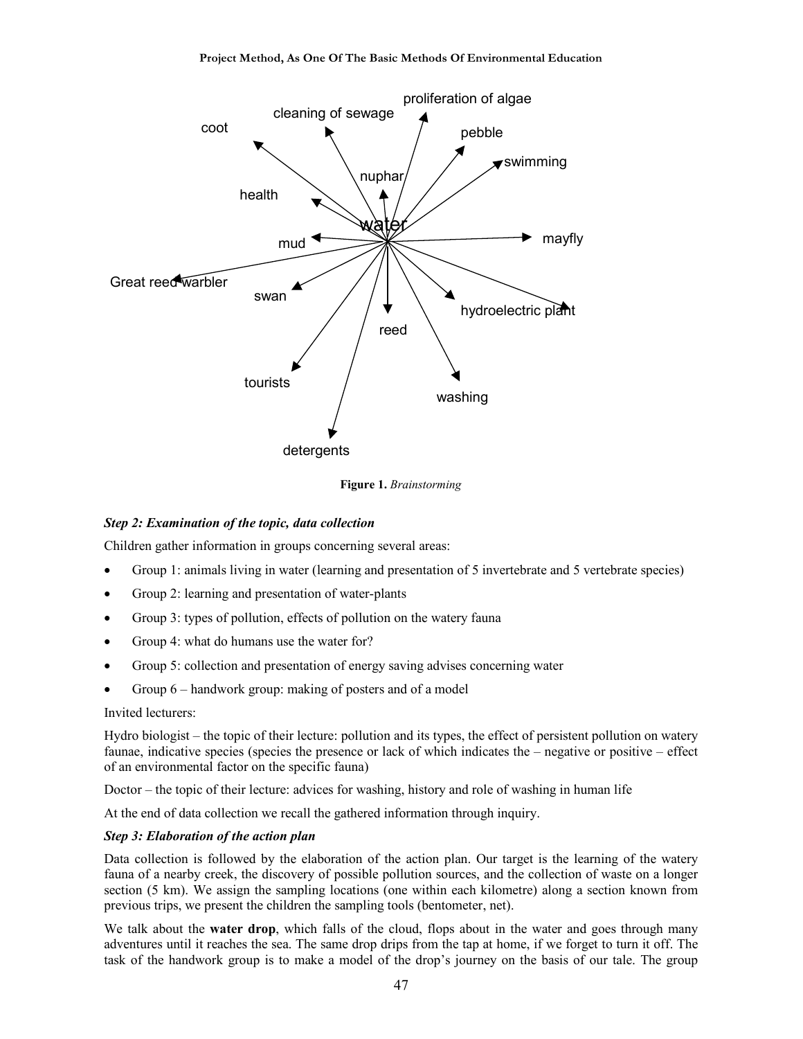water

coot, cleaning of sewage, proliferation of algae, pebble, swimming, nuphar, health, mud, mayfly, Great reed warbler, swan, reed, hydroelectric plant, tourists, washing, detergents

**Figure 1.** *Brainstorming*

### *Step 2: Examination of the topic, data collection*

Children gather information in groups concerning several areas:

- Group 1: animals living in water (learning and presentation of 5 invertebrate and 5 vertebrate species)
- Group 2: learning and presentation of water-plants
- Group 3: types of pollution, effects of pollution on the watery fauna
- Group 4: what do humans use the water for?
- Group 5: collection and presentation of energy saving advises concerning water
- Group 6 – handwork group: making of posters and of a model

Invited lecturers:

Hydro biologist – the topic of their lecture: pollution and its types, the effect of persistent pollution on watery faunae, indicative species (species the presence or lack of which indicates the – negative or positive – effect of an environmental factor on the specific fauna)

Doctor – the topic of their lecture: advices for washing, history and role of washing in human life

At the end of data collection we recall the gathered information through inquiry.

### *Step 3: Elaboration of the action plan*

Data collection is followed by the elaboration of the action plan. Our target is the learning of the watery fauna of a nearby creek, the discovery of possible pollution sources, and the collection of waste on a longer section (5 km). We assign the sampling locations (one within each kilometre) along a section known from previous trips, we present the children the sampling tools (bentometer, net).

We talk about the **water drop**, which falls of the cloud, flops about in the water and goes through many adventures until it reaches the sea. The same drop drips from the tap at home, if we forget to turn it off. The task of the handwork group is to make a model of the drop's journey on the basis of our tale. The group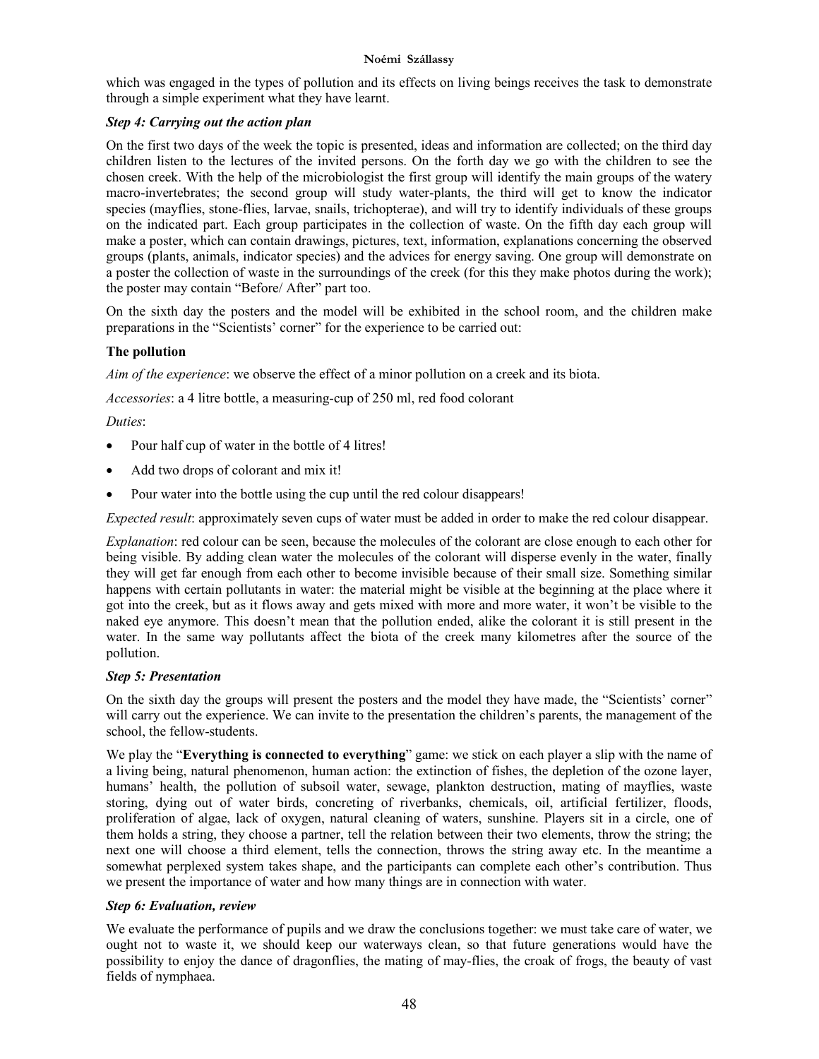which was engaged in the types of pollution and its effects on living beings receives the task to demonstrate through a simple experiment what they have learnt.

### *Step 4: Carrying out the action plan*

On the first two days of the week the topic is presented, ideas and information are collected; on the third day children listen to the lectures of the invited persons. On the forth day we go with the children to see the chosen creek. With the help of the microbiologist the first group will identify the main groups of the watery macro-invertebrates; the second group will study water-plants, the third will get to know the indicator species (mayflies, stone-flies, larvae, snails, trichopterae), and will try to identify individuals of these groups on the indicated part. Each group participates in the collection of waste. On the fifth day each group will make a poster, which can contain drawings, pictures, text, information, explanations concerning the observed groups (plants, animals, indicator species) and the advices for energy saving. One group will demonstrate on a poster the collection of waste in the surroundings of the creek (for this they make photos during the work); the poster may contain "Before/ After" part too.

On the sixth day the posters and the model will be exhibited in the school room, and the children make preparations in the "Scientists' corner" for the experience to be carried out:

**The pollution**

*Aim of the experience*: we observe the effect of a minor pollution on a creek and its biota.

*Accessories*: a 4 litre bottle, a measuring-cup of 250 ml, red food colorant

*Duties*:

- Pour half cup of water in the bottle of 4 litres!
- Add two drops of colorant and mix it!
- Pour water into the bottle using the cup until the red colour disappears!

*Expected result*: approximately seven cups of water must be added in order to make the red colour disappear.

*Explanation*: red colour can be seen, because the molecules of the colorant are close enough to each other for being visible. By adding clean water the molecules of the colorant will disperse evenly in the water, finally they will get far enough from each other to become invisible because of their small size. Something similar happens with certain pollutants in water: the material might be visible at the beginning at the place where it got into the creek, but as it flows away and gets mixed with more and more water, it won't be visible to the naked eye anymore. This doesn't mean that the pollution ended, alike the colorant it is still present in the water. In the same way pollutants affect the biota of the creek many kilometres after the source of the pollution.

### *Step 5: Presentation*

On the sixth day the groups will present the posters and the model they have made, the "Scientists' corner" will carry out the experience. We can invite to the presentation the children's parents, the management of the school, the fellow-students.

We play the "**Everything is connected to everything**" game: we stick on each player a slip with the name of a living being, natural phenomenon, human action: the extinction of fishes, the depletion of the ozone layer, humans' health, the pollution of subsoil water, sewage, plankton destruction, mating of mayflies, waste storing, dying out of water birds, concreting of riverbanks, chemicals, oil, artificial fertilizer, floods, proliferation of algae, lack of oxygen, natural cleaning of waters, sunshine. Players sit in a circle, one of them holds a string, they choose a partner, tell the relation between their two elements, throw the string; the next one will choose a third element, tells the connection, throws the string away etc. In the meantime a somewhat perplexed system takes shape, and the participants can complete each other's contribution. Thus we present the importance of water and how many things are in connection with water.

### *Step 6: Evaluation, review*

We evaluate the performance of pupils and we draw the conclusions together: we must take care of water, we ought not to waste it, we should keep our waterways clean, so that future generations would have the possibility to enjoy the dance of dragonflies, the mating of may-flies, the croak of frogs, the beauty of vast fields of nymphaea.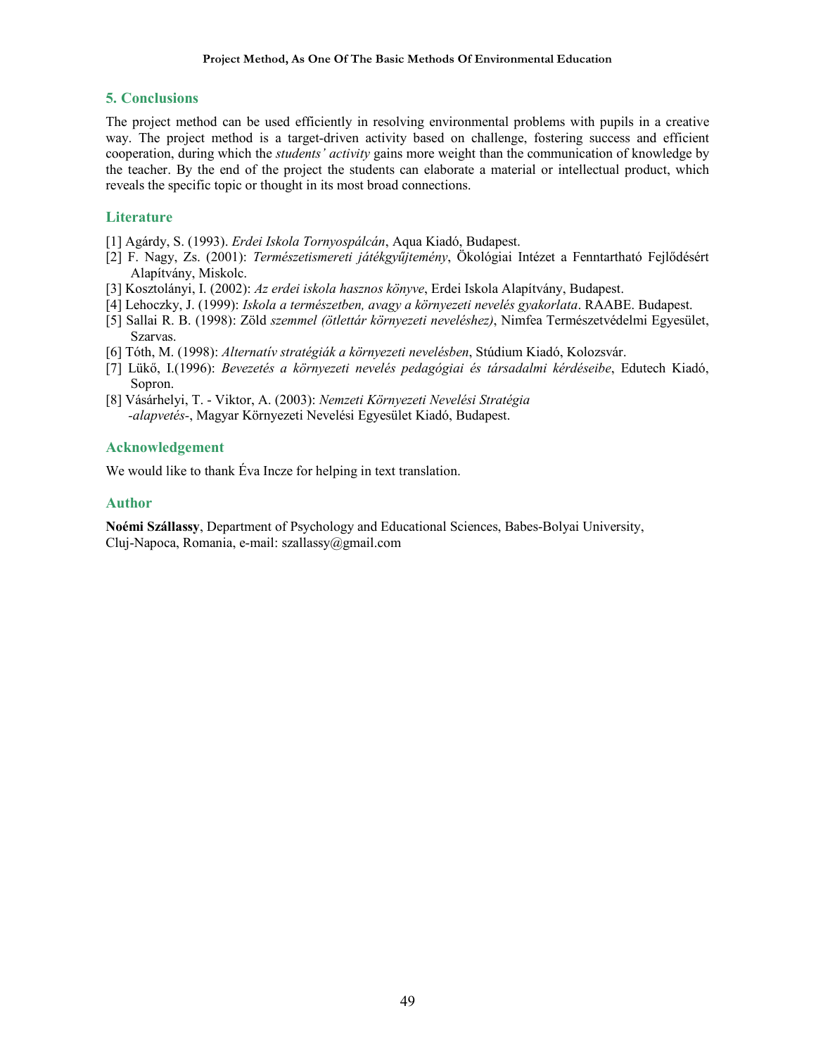## 5. Conclusions

The project method can be used efficiently in resolving environmental problems with pupils in a creative way. The project method is a target-driven activity based on challenge, fostering success and efficient cooperation, during which the *students' activity* gains more weight than the communication of knowledge by the teacher. By the end of the project the students can elaborate a material or intellectual product, which reveals the specific topic or thought in its most broad connections.

## Literature

[1] Agárdy, S. (1993). *Erdei Iskola Tornyospálcán*, Aqua Kiadó, Budapest.

[2] F. Nagy, Zs. (2001): *Természetismereti játékgyűjtemény*, Ökológiai Intézet a Fenntartható Fejlődésért Alapítvány, Miskolc.

[3] Kosztolányi, I. (2002): *Az erdei iskola hasznos könyve*, Erdei Iskola Alapítvány, Budapest.

[4] Lehoczky, J. (1999): *Iskola a természetben, avagy a környezeti nevelés gyakorlata*. RAABE. Budapest.

[5] Sallai R. B. (1998): Zöld *szemmel (ötlettár környezeti neveléshez)*, Nimfea Természetvédelmi Egyesület, Szarvas.

[6] Tóth, M. (1998): *Alternatív stratégiák a környezeti nevelésben*, Stúdium Kiadó, Kolozsvár.

[7] Lükő, I.(1996): *Bevezetés a környezeti nevelés pedagógiai és társadalmi kérdéseibe*, Edutech Kiadó, Sopron.

[8] Vásárhelyi, T. - Viktor, A. (2003): *Nemzeti Környezeti Nevelési Stratégia -alapvetés-*, Magyar Környezeti Nevelési Egyesület Kiadó, Budapest.

## Acknowledgement

We would like to thank Éva Incze for helping in text translation.

## Author

**Noémi Szállassy**, Department of Psychology and Educational Sciences, Babes-Bolyai University, Cluj-Napoca, Romania, e-mail: szallassy@gmail.com